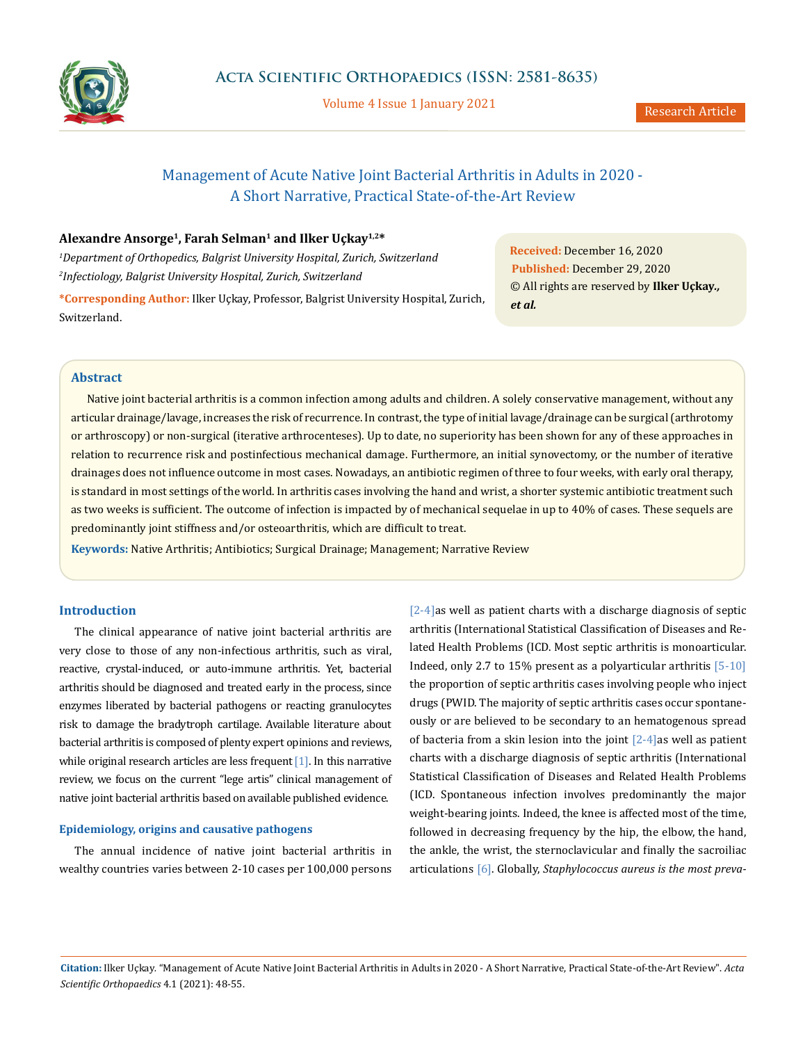# Management of Acute Native Joint Bacterial Arthritis in Adults in 2020 - A Short Narrative, Practical State-of-the-Art Review

**Alexandre Ansorge[1], Farah Selman[1] and Ilker Uçkay[1,2]***

[1]*Department of Orthopedics, Balgrist University Hospital, Zurich, Switzerland*

[2]*Infectiology, Balgrist University Hospital, Zurich, Switzerland*

***Corresponding Author:** Ilker Uçkay, Professor, Balgrist University Hospital, Zurich, Switzerland.

**Received:** December 16, 2020
**Published:** December 29, 2020
© All rights are reserved by **Ilker Uçkay., *et al.***

## Abstract

Native joint bacterial arthritis is a common infection among adults and children. A solely conservative management, without any articular drainage/lavage, increases the risk of recurrence. In contrast, the type of initial lavage/drainage can be surgical (arthrotomy or arthroscopy) or non-surgical (iterative arthrocenteses). Up to date, no superiority has been shown for any of these approaches in relation to recurrence risk and postinfectious mechanical damage. Furthermore, an initial synovectomy, or the number of iterative drainages does not influence outcome in most cases. Nowadays, an antibiotic regimen of three to four weeks, with early oral therapy, is standard in most settings of the world. In arthritis cases involving the hand and wrist, a shorter systemic antibiotic treatment such as two weeks is sufficient. The outcome of infection is impacted by of mechanical sequelae in up to 40% of cases. These sequels are predominantly joint stiffness and/or osteoarthritis, which are difficult to treat.

**Keywords:** Native Arthritis; Antibiotics; Surgical Drainage; Management; Narrative Review

## Introduction

The clinical appearance of native joint bacterial arthritis are very close to those of any non-infectious arthritis, such as viral, reactive, crystal-induced, or auto-immune arthritis. Yet, bacterial arthritis should be diagnosed and treated early in the process, since enzymes liberated by bacterial pathogens or reacting granulocytes risk to damage the bradytroph cartilage. Available literature about bacterial arthritis is composed of plenty expert opinions and reviews, while original research articles are less frequent [1]. In this narrative review, we focus on the current "lege artis" clinical management of native joint bacterial arthritis based on available published evidence.

### Epidemiology, origins and causative pathogens

The annual incidence of native joint bacterial arthritis in wealthy countries varies between 2-10 cases per 100,000 persons [2-4]as well as patient charts with a discharge diagnosis of septic arthritis (International Statistical Classification of Diseases and Related Health Problems (ICD. Most septic arthritis is monoarticular. Indeed, only 2.7 to 15% present as a polyarticular arthritis [5-10] the proportion of septic arthritis cases involving people who inject drugs (PWID. The majority of septic arthritis cases occur spontaneously or are believed to be secondary to an hematogenous spread of bacteria from a skin lesion into the joint [2-4]as well as patient charts with a discharge diagnosis of septic arthritis (International Statistical Classification of Diseases and Related Health Problems (ICD. Spontaneous infection involves predominantly the major weight-bearing joints. Indeed, the knee is affected most of the time, followed in decreasing frequency by the hip, the elbow, the hand, the ankle, the wrist, the sternoclavicular and finally the sacroiliac articulations [6]. Globally, *Staphylococcus aureus is the most preva-*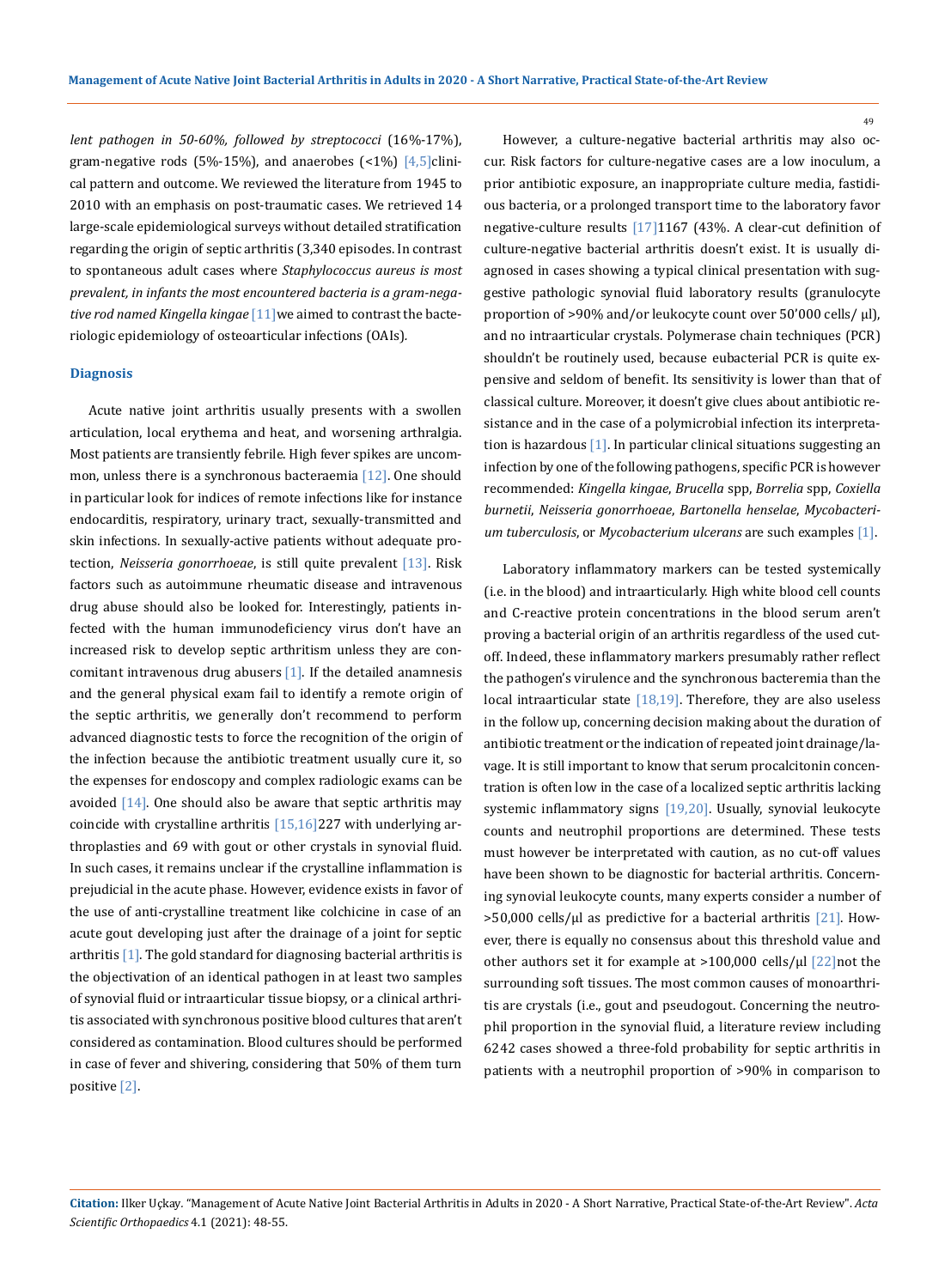*lent pathogen in 50-60%, followed by streptococci* (16%-17%), gram-negative rods (5%-15%), and anaerobes (<1%) [4,5]clinical pattern and outcome. We reviewed the literature from 1945 to 2010 with an emphasis on post-traumatic cases. We retrieved 14 large-scale epidemiological surveys without detailed stratification regarding the origin of septic arthritis (3,340 episodes. In contrast to spontaneous adult cases where *Staphylococcus aureus is most prevalent, in infants the most encountered bacteria is a gram-negative rod named Kingella kingae* [11]we aimed to contrast the bacteriologic epidemiology of osteoarticular infections (OAIs).

## Diagnosis

Acute native joint arthritis usually presents with a swollen articulation, local erythema and heat, and worsening arthralgia. Most patients are transiently febrile. High fever spikes are uncommon, unless there is a synchronous bacteraemia [12]. One should in particular look for indices of remote infections like for instance endocarditis, respiratory, urinary tract, sexually-transmitted and skin infections. In sexually-active patients without adequate protection, *Neisseria gonorrhoeae*, is still quite prevalent [13]. Risk factors such as autoimmune rheumatic disease and intravenous drug abuse should also be looked for. Interestingly, patients infected with the human immunodeficiency virus don't have an increased risk to develop septic arthritism unless they are concomitant intravenous drug abusers [1]. If the detailed anamnesis and the general physical exam fail to identify a remote origin of the septic arthritis, we generally don't recommend to perform advanced diagnostic tests to force the recognition of the origin of the infection because the antibiotic treatment usually cure it, so the expenses for endoscopy and complex radiologic exams can be avoided [14]. One should also be aware that septic arthritis may coincide with crystalline arthritis [15,16]227 with underlying arthroplasties and 69 with gout or other crystals in synovial fluid. In such cases, it remains unclear if the crystalline inflammation is prejudicial in the acute phase. However, evidence exists in favor of the use of anti-crystalline treatment like colchicine in case of an acute gout developing just after the drainage of a joint for septic arthritis [1]. The gold standard for diagnosing bacterial arthritis is the objectivation of an identical pathogen in at least two samples of synovial fluid or intraarticular tissue biopsy, or a clinical arthritis associated with synchronous positive blood cultures that aren't considered as contamination. Blood cultures should be performed in case of fever and shivering, considering that 50% of them turn positive [2].

However, a culture-negative bacterial arthritis may also occur. Risk factors for culture-negative cases are a low inoculum, a prior antibiotic exposure, an inappropriate culture media, fastidious bacteria, or a prolonged transport time to the laboratory favor negative-culture results [17]1167 (43%. A clear-cut definition of culture-negative bacterial arthritis doesn't exist. It is usually diagnosed in cases showing a typical clinical presentation with suggestive pathologic synovial fluid laboratory results (granulocyte proportion of >90% and/or leukocyte count over 50'000 cells/ µl), and no intraarticular crystals. Polymerase chain techniques (PCR) shouldn't be routinely used, because eubacterial PCR is quite expensive and seldom of benefit. Its sensitivity is lower than that of classical culture. Moreover, it doesn't give clues about antibiotic resistance and in the case of a polymicrobial infection its interpretation is hazardous [1]. In particular clinical situations suggesting an infection by one of the following pathogens, specific PCR is however recommended: *Kingella kingae*, *Brucella* spp, *Borrelia* spp, *Coxiella burnetii*, *Neisseria gonorrhoeae*, *Bartonella henselae*, *Mycobacterium tuberculosis*, or *Mycobacterium ulcerans* are such examples [1].

Laboratory inflammatory markers can be tested systemically (i.e. in the blood) and intraarticularly. High white blood cell counts and C-reactive protein concentrations in the blood serum aren't proving a bacterial origin of an arthritis regardless of the used cutoff. Indeed, these inflammatory markers presumably rather reflect the pathogen's virulence and the synchronous bacteremia than the local intraarticular state [18,19]. Therefore, they are also useless in the follow up, concerning decision making about the duration of antibiotic treatment or the indication of repeated joint drainage/lavage. It is still important to know that serum procalcitonin concentration is often low in the case of a localized septic arthritis lacking systemic inflammatory signs [19,20]. Usually, synovial leukocyte counts and neutrophil proportions are determined. These tests must however be interpretated with caution, as no cut-off values have been shown to be diagnostic for bacterial arthritis. Concerning synovial leukocyte counts, many experts consider a number of >50,000 cells/µl as predictive for a bacterial arthritis [21]. However, there is equally no consensus about this threshold value and other authors set it for example at >100,000 cells/µl [22]not the surrounding soft tissues. The most common causes of monoarthritis are crystals (i.e., gout and pseudogout. Concerning the neutrophil proportion in the synovial fluid, a literature review including 6242 cases showed a three-fold probability for septic arthritis in patients with a neutrophil proportion of >90% in comparison to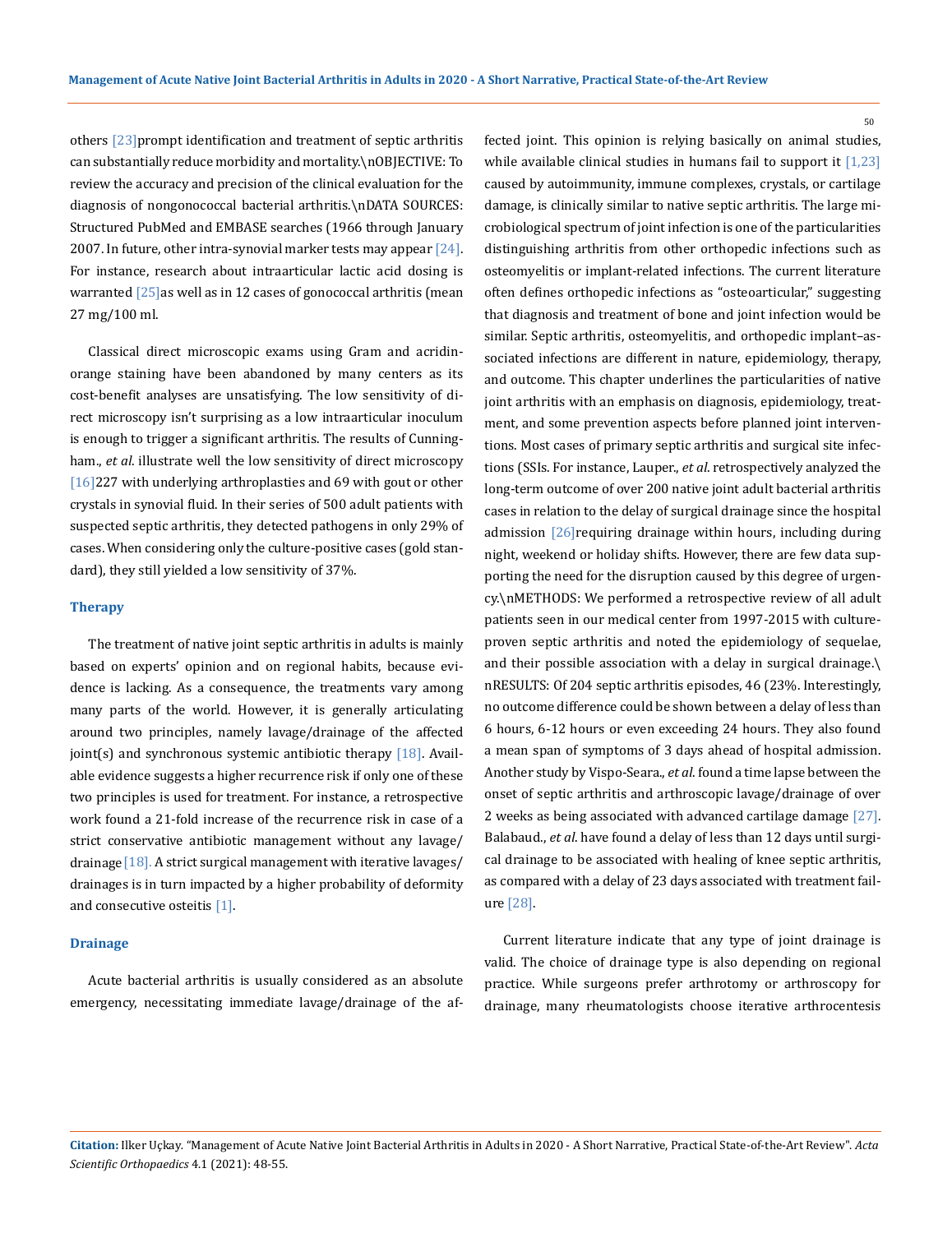others [23]prompt identification and treatment of septic arthritis can substantially reduce morbidity and mortality.\nOBJECTIVE: To review the accuracy and precision of the clinical evaluation for the diagnosis of nongonococcal bacterial arthritis.\nDATA SOURCES: Structured PubMed and EMBASE searches (1966 through January 2007. In future, other intra-synovial marker tests may appear [24]. For instance, research about intraarticular lactic acid dosing is warranted [25]as well as in 12 cases of gonococcal arthritis (mean 27 mg/100 ml.

Classical direct microscopic exams using Gram and acridin-orange staining have been abandoned by many centers as its cost-benefit analyses are unsatisfying. The low sensitivity of direct microscopy isn't surprising as a low intraarticular inoculum is enough to trigger a significant arthritis. The results of Cunningham., *et al*. illustrate well the low sensitivity of direct microscopy [16]227 with underlying arthroplasties and 69 with gout or other crystals in synovial fluid. In their series of 500 adult patients with suspected septic arthritis, they detected pathogens in only 29% of cases. When considering only the culture-positive cases (gold standard), they still yielded a low sensitivity of 37%.

### Therapy

The treatment of native joint septic arthritis in adults is mainly based on experts' opinion and on regional habits, because evidence is lacking. As a consequence, the treatments vary among many parts of the world. However, it is generally articulating around two principles, namely lavage/drainage of the affected joint(s) and synchronous systemic antibiotic therapy [18]. Available evidence suggests a higher recurrence risk if only one of these two principles is used for treatment. For instance, a retrospective work found a 21-fold increase of the recurrence risk in case of a strict conservative antibiotic management without any lavage/drainage [18]. A strict surgical management with iterative lavages/drainages is in turn impacted by a higher probability of deformity and consecutive osteitis [1].

### Drainage

Acute bacterial arthritis is usually considered as an absolute emergency, necessitating immediate lavage/drainage of the affected joint. This opinion is relying basically on animal studies, while available clinical studies in humans fail to support it [1,23] caused by autoimmunity, immune complexes, crystals, or cartilage damage, is clinically similar to native septic arthritis. The large microbiological spectrum of joint infection is one of the particularities distinguishing arthritis from other orthopedic infections such as osteomyelitis or implant-related infections. The current literature often defines orthopedic infections as "osteoarticular," suggesting that diagnosis and treatment of bone and joint infection would be similar. Septic arthritis, osteomyelitis, and orthopedic implant–associated infections are different in nature, epidemiology, therapy, and outcome. This chapter underlines the particularities of native joint arthritis with an emphasis on diagnosis, epidemiology, treatment, and some prevention aspects before planned joint interventions. Most cases of primary septic arthritis and surgical site infections (SSIs. For instance, Lauper., *et al*. retrospectively analyzed the long-term outcome of over 200 native joint adult bacterial arthritis cases in relation to the delay of surgical drainage since the hospital admission [26]requiring drainage within hours, including during night, weekend or holiday shifts. However, there are few data supporting the need for the disruption caused by this degree of urgency.\nMETHODS: We performed a retrospective review of all adult patients seen in our medical center from 1997-2015 with culture-proven septic arthritis and noted the epidemiology of sequelae, and their possible association with a delay in surgical drainage.\nRESULTS: Of 204 septic arthritis episodes, 46 (23%. Interestingly, no outcome difference could be shown between a delay of less than 6 hours, 6-12 hours or even exceeding 24 hours. They also found a mean span of symptoms of 3 days ahead of hospital admission. Another study by Vispo-Seara., *et al*. found a time lapse between the onset of septic arthritis and arthroscopic lavage/drainage of over 2 weeks as being associated with advanced cartilage damage [27]. Balabaud., *et al*. have found a delay of less than 12 days until surgical drainage to be associated with healing of knee septic arthritis, as compared with a delay of 23 days associated with treatment failure [28].

Current literature indicate that any type of joint drainage is valid. The choice of drainage type is also depending on regional practice. While surgeons prefer arthrotomy or arthroscopy for drainage, many rheumatologists choose iterative arthrocentesis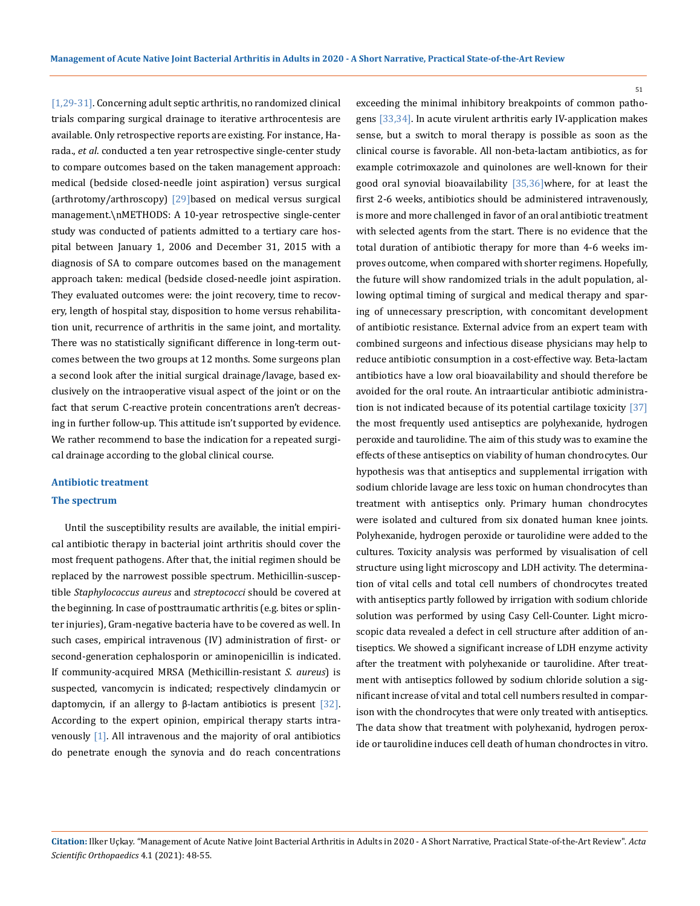[1,29-31]. Concerning adult septic arthritis, no randomized clinical trials comparing surgical drainage to iterative arthrocentesis are available. Only retrospective reports are existing. For instance, Harada., *et al*. conducted a ten year retrospective single-center study to compare outcomes based on the taken management approach: medical (bedside closed-needle joint aspiration) versus surgical (arthrotomy/arthroscopy) [29]based on medical versus surgical management.\nMETHODS: A 10-year retrospective single-center study was conducted of patients admitted to a tertiary care hospital between January 1, 2006 and December 31, 2015 with a diagnosis of SA to compare outcomes based on the management approach taken: medical (bedside closed-needle joint aspiration. They evaluated outcomes were: the joint recovery, time to recovery, length of hospital stay, disposition to home versus rehabilitation unit, recurrence of arthritis in the same joint, and mortality. There was no statistically significant difference in long-term outcomes between the two groups at 12 months. Some surgeons plan a second look after the initial surgical drainage/lavage, based exclusively on the intraoperative visual aspect of the joint or on the fact that serum C-reactive protein concentrations aren't decreasing in further follow-up. This attitude isn't supported by evidence. We rather recommend to base the indication for a repeated surgical drainage according to the global clinical course.

## Antibiotic treatment

### The spectrum

Until the susceptibility results are available, the initial empirical antibiotic therapy in bacterial joint arthritis should cover the most frequent pathogens. After that, the initial regimen should be replaced by the narrowest possible spectrum. Methicillin-susceptible *Staphylococcus aureus* and *streptococci* should be covered at the beginning. In case of posttraumatic arthritis (e.g. bites or splinter injuries), Gram-negative bacteria have to be covered as well. In such cases, empirical intravenous (IV) administration of first- or second-generation cephalosporin or aminopenicillin is indicated. If community-acquired MRSA (Methicillin-resistant *S. aureus*) is suspected, vancomycin is indicated; respectively clindamycin or daptomycin, if an allergy to β-lactam antibiotics is present [32]. According to the expert opinion, empirical therapy starts intravenously [1]. All intravenous and the majority of oral antibiotics do penetrate enough the synovia and do reach concentrations exceeding the minimal inhibitory breakpoints of common pathogens [33,34]. In acute virulent arthritis early IV-application makes sense, but a switch to moral therapy is possible as soon as the clinical course is favorable. All non-beta-lactam antibiotics, as for example cotrimoxazole and quinolones are well-known for their good oral synovial bioavailability [35,36]where, for at least the first 2-6 weeks, antibiotics should be administered intravenously, is more and more challenged in favor of an oral antibiotic treatment with selected agents from the start. There is no evidence that the total duration of antibiotic therapy for more than 4-6 weeks improves outcome, when compared with shorter regimens. Hopefully, the future will show randomized trials in the adult population, allowing optimal timing of surgical and medical therapy and sparing of unnecessary prescription, with concomitant development of antibiotic resistance. External advice from an expert team with combined surgeons and infectious disease physicians may help to reduce antibiotic consumption in a cost-effective way. Beta-lactam antibiotics have a low oral bioavailability and should therefore be avoided for the oral route. An intraarticular antibiotic administration is not indicated because of its potential cartilage toxicity [37] the most frequently used antiseptics are polyhexanide, hydrogen peroxide and taurolidine. The aim of this study was to examine the effects of these antiseptics on viability of human chondrocytes. Our hypothesis was that antiseptics and supplemental irrigation with sodium chloride lavage are less toxic on human chondrocytes than treatment with antiseptics only. Primary human chondrocytes were isolated and cultured from six donated human knee joints. Polyhexanide, hydrogen peroxide or taurolidine were added to the cultures. Toxicity analysis was performed by visualisation of cell structure using light microscopy and LDH activity. The determination of vital cells and total cell numbers of chondrocytes treated with antiseptics partly followed by irrigation with sodium chloride solution was performed by using Casy Cell-Counter. Light microscopic data revealed a defect in cell structure after addition of antiseptics. We showed a significant increase of LDH enzyme activity after the treatment with polyhexanide or taurolidine. After treatment with antiseptics followed by sodium chloride solution a significant increase of vital and total cell numbers resulted in comparison with the chondrocytes that were only treated with antiseptics. The data show that treatment with polyhexanid, hydrogen peroxide or taurolidine induces cell death of human chondroctes in vitro.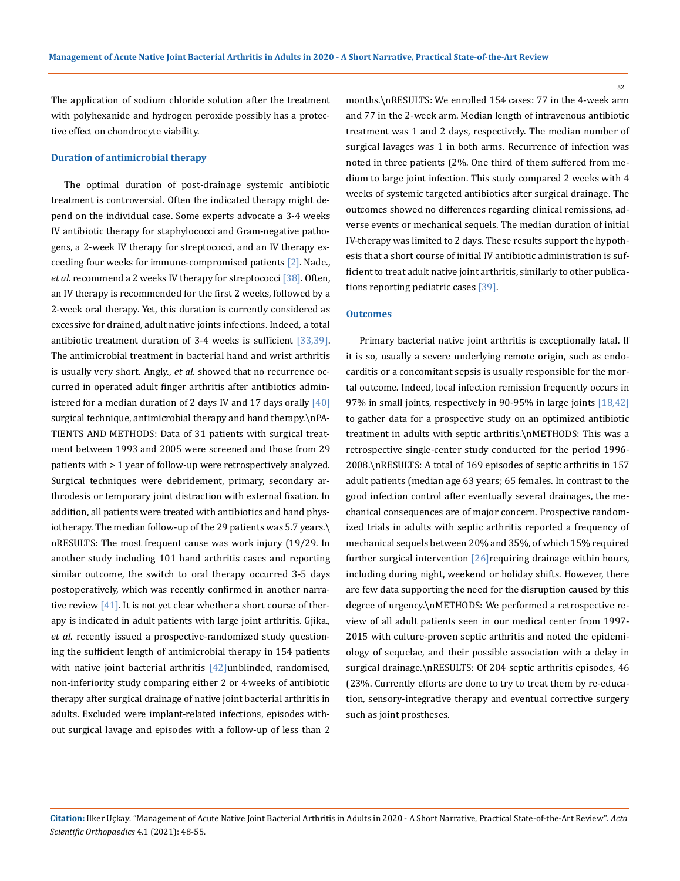The application of sodium chloride solution after the treatment with polyhexanide and hydrogen peroxide possibly has a protective effect on chondrocyte viability.

### Duration of antimicrobial therapy

The optimal duration of post-drainage systemic antibiotic treatment is controversial. Often the indicated therapy might depend on the individual case. Some experts advocate a 3-4 weeks IV antibiotic therapy for staphylococci and Gram-negative pathogens, a 2-week IV therapy for streptococci, and an IV therapy exceeding four weeks for immune-compromised patients [2]. Nade., *et al*. recommend a 2 weeks IV therapy for streptococci [38]. Often, an IV therapy is recommended for the first 2 weeks, followed by a 2-week oral therapy. Yet, this duration is currently considered as excessive for drained, adult native joints infections. Indeed, a total antibiotic treatment duration of 3-4 weeks is sufficient [33,39]. The antimicrobial treatment in bacterial hand and wrist arthritis is usually very short. Angly., *et al*. showed that no recurrence occurred in operated adult finger arthritis after antibiotics administered for a median duration of 2 days IV and 17 days orally [40] surgical technique, antimicrobial therapy and hand therapy.\nPATIENTS AND METHODS: Data of 31 patients with surgical treatment between 1993 and 2005 were screened and those from 29 patients with > 1 year of follow-up were retrospectively analyzed. Surgical techniques were debridement, primary, secondary arthrodesis or temporary joint distraction with external fixation. In addition, all patients were treated with antibiotics and hand physiotherapy. The median follow-up of the 29 patients was 5.7 years.\nRESULTS: The most frequent cause was work injury (19/29. In another study including 101 hand arthritis cases and reporting similar outcome, the switch to oral therapy occurred 3-5 days postoperatively, which was recently confirmed in another narrative review [41]. It is not yet clear whether a short course of therapy is indicated in adult patients with large joint arthritis. Gjika., *et al*. recently issued a prospective-randomized study questioning the sufficient length of antimicrobial therapy in 154 patients with native joint bacterial arthritis [42]unblinded, randomised, non-inferiority study comparing either 2 or 4 weeks of antibiotic therapy after surgical drainage of native joint bacterial arthritis in adults. Excluded were implant-related infections, episodes without surgical lavage and episodes with a follow-up of less than 2 months.\nRESULTS: We enrolled 154 cases: 77 in the 4-week arm and 77 in the 2-week arm. Median length of intravenous antibiotic treatment was 1 and 2 days, respectively. The median number of surgical lavages was 1 in both arms. Recurrence of infection was noted in three patients (2%. One third of them suffered from medium to large joint infection. This study compared 2 weeks with 4 weeks of systemic targeted antibiotics after surgical drainage. The outcomes showed no differences regarding clinical remissions, adverse events or mechanical sequels. The median duration of initial IV-therapy was limited to 2 days. These results support the hypothesis that a short course of initial IV antibiotic administration is sufficient to treat adult native joint arthritis, similarly to other publications reporting pediatric cases [39].

### Outcomes

Primary bacterial native joint arthritis is exceptionally fatal. If it is so, usually a severe underlying remote origin, such as endocarditis or a concomitant sepsis is usually responsible for the mortal outcome. Indeed, local infection remission frequently occurs in 97% in small joints, respectively in 90-95% in large joints [18,42] to gather data for a prospective study on an optimized antibiotic treatment in adults with septic arthritis.\nMETHODS: This was a retrospective single-center study conducted for the period 1996-2008.\nRESULTS: A total of 169 episodes of septic arthritis in 157 adult patients (median age 63 years; 65 females. In contrast to the good infection control after eventually several drainages, the mechanical consequences are of major concern. Prospective randomized trials in adults with septic arthritis reported a frequency of mechanical sequels between 20% and 35%, of which 15% required further surgical intervention [26]requiring drainage within hours, including during night, weekend or holiday shifts. However, there are few data supporting the need for the disruption caused by this degree of urgency.\nMETHODS: We performed a retrospective review of all adult patients seen in our medical center from 1997-2015 with culture-proven septic arthritis and noted the epidemiology of sequelae, and their possible association with a delay in surgical drainage.\nRESULTS: Of 204 septic arthritis episodes, 46 (23%. Currently efforts are done to try to treat them by re-education, sensory-integrative therapy and eventual corrective surgery such as joint prostheses.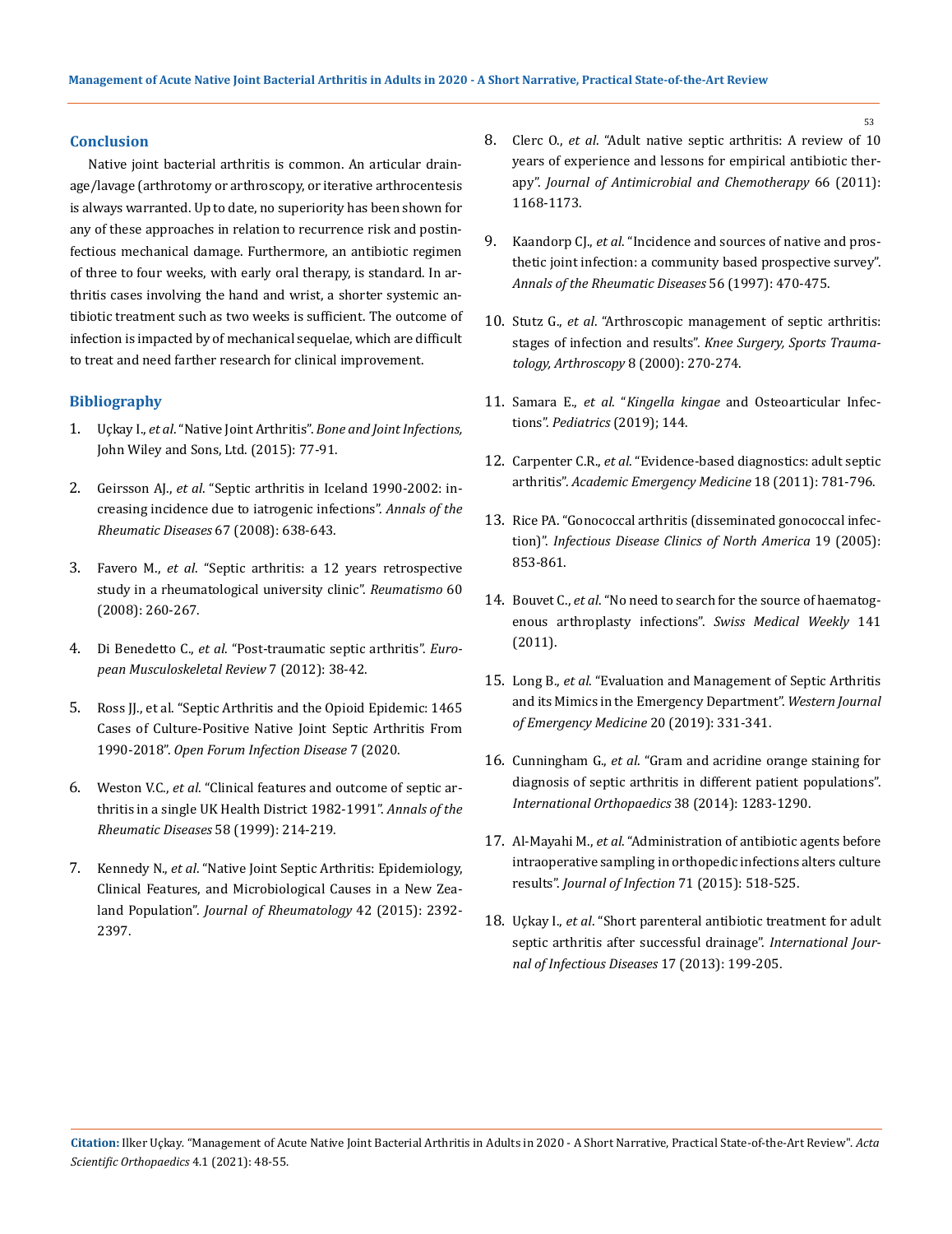## Conclusion

Native joint bacterial arthritis is common. An articular drainage/lavage (arthrotomy or arthroscopy, or iterative arthrocentesis is always warranted. Up to date, no superiority has been shown for any of these approaches in relation to recurrence risk and postinfectious mechanical damage. Furthermore, an antibiotic regimen of three to four weeks, with early oral therapy, is standard. In arthritis cases involving the hand and wrist, a shorter systemic antibiotic treatment such as two weeks is sufficient. The outcome of infection is impacted by of mechanical sequelae, which are difficult to treat and need farther research for clinical improvement.

## Bibliography

1. Uçkay I., *et al*. "Native Joint Arthritis". *Bone and Joint Infections,* John Wiley and Sons, Ltd. (2015): 77-91.
2. Geirsson AJ., *et al*. "Septic arthritis in Iceland 1990-2002: increasing incidence due to iatrogenic infections". *Annals of the Rheumatic Diseases* 67 (2008): 638-643.
3. Favero M., *et al*. "Septic arthritis: a 12 years retrospective study in a rheumatological university clinic". *Reumatismo* 60 (2008): 260-267.
4. Di Benedetto C., *et al*. "Post-traumatic septic arthritis". *European Musculoskeletal Review* 7 (2012): 38-42.
5. Ross JJ., et al. "Septic Arthritis and the Opioid Epidemic: 1465 Cases of Culture-Positive Native Joint Septic Arthritis From 1990-2018". *Open Forum Infection Disease* 7 (2020.
6. Weston V.C., *et al*. "Clinical features and outcome of septic arthritis in a single UK Health District 1982-1991". *Annals of the Rheumatic Diseases* 58 (1999): 214-219.
7. Kennedy N., *et al*. "Native Joint Septic Arthritis: Epidemiology, Clinical Features, and Microbiological Causes in a New Zealand Population". *Journal of Rheumatology* 42 (2015): 2392-2397.
8. Clerc O., *et al*. "Adult native septic arthritis: A review of 10 years of experience and lessons for empirical antibiotic therapy". *Journal of Antimicrobial and Chemotherapy* 66 (2011): 1168-1173.
9. Kaandorp CJ., *et al*. "Incidence and sources of native and prosthetic joint infection: a community based prospective survey". *Annals of the Rheumatic Diseases* 56 (1997): 470-475.
10. Stutz G., *et al*. "Arthroscopic management of septic arthritis: stages of infection and results". *Knee Surgery, Sports Traumatology, Arthroscopy* 8 (2000): 270-274.
11. Samara E., *et al*. "*Kingella kingae* and Osteoarticular Infections". *Pediatrics* (2019); 144.
12. Carpenter C.R., *et al*. "Evidence-based diagnostics: adult septic arthritis". *Academic Emergency Medicine* 18 (2011): 781-796.
13. Rice PA. "Gonococcal arthritis (disseminated gonococcal infection)". *Infectious Disease Clinics of North America* 19 (2005): 853-861.
14. Bouvet C., *et al*. "No need to search for the source of haematogenous arthroplasty infections". *Swiss Medical Weekly* 141 (2011).
15. Long B., *et al*. "Evaluation and Management of Septic Arthritis and its Mimics in the Emergency Department". *Western Journal of Emergency Medicine* 20 (2019): 331-341.
16. Cunningham G., *et al*. "Gram and acridine orange staining for diagnosis of septic arthritis in different patient populations". *International Orthopaedics* 38 (2014): 1283-1290.
17. Al-Mayahi M., *et al*. "Administration of antibiotic agents before intraoperative sampling in orthopedic infections alters culture results". *Journal of Infection* 71 (2015): 518-525.
18. Uçkay I., *et al*. "Short parenteral antibiotic treatment for adult septic arthritis after successful drainage". *International Journal of Infectious Diseases* 17 (2013): 199-205.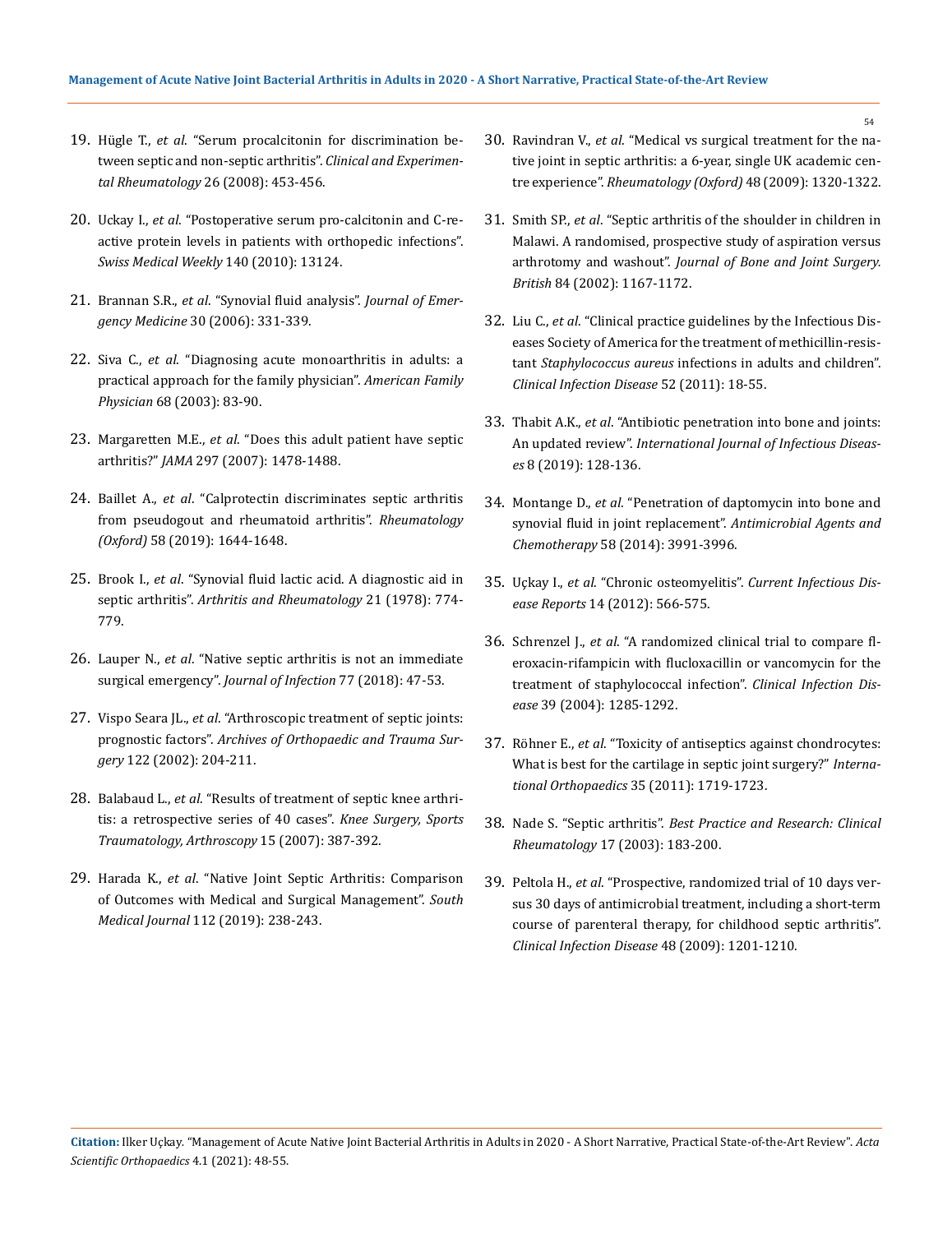19. Hügle T., *et al*. "Serum procalcitonin for discrimination between septic and non-septic arthritis". *Clinical and Experimental Rheumatology* 26 (2008): 453-456.

20. Uckay I., *et al*. "Postoperative serum pro-calcitonin and C-reactive protein levels in patients with orthopedic infections". *Swiss Medical Weekly* 140 (2010): 13124.

21. Brannan S.R., *et al*. "Synovial fluid analysis". *Journal of Emergency Medicine* 30 (2006): 331-339.

22. Siva C., *et al*. "Diagnosing acute monoarthritis in adults: a practical approach for the family physician". *American Family Physician* 68 (2003): 83-90.

23. Margaretten M.E., *et al*. "Does this adult patient have septic arthritis?" *JAMA* 297 (2007): 1478-1488.

24. Baillet A., *et al*. "Calprotectin discriminates septic arthritis from pseudogout and rheumatoid arthritis". *Rheumatology (Oxford)* 58 (2019): 1644-1648.

25. Brook I., *et al*. "Synovial fluid lactic acid. A diagnostic aid in septic arthritis". *Arthritis and Rheumatology* 21 (1978): 774-779.

26. Lauper N., *et al*. "Native septic arthritis is not an immediate surgical emergency". *Journal of Infection* 77 (2018): 47-53.

27. Vispo Seara JL., *et al*. "Arthroscopic treatment of septic joints: prognostic factors". *Archives of Orthopaedic and Trauma Surgery* 122 (2002): 204-211.

28. Balabaud L., *et al*. "Results of treatment of septic knee arthritis: a retrospective series of 40 cases". *Knee Surgery, Sports Traumatology, Arthroscopy* 15 (2007): 387-392.

29. Harada K., *et al*. "Native Joint Septic Arthritis: Comparison of Outcomes with Medical and Surgical Management". *South Medical Journal* 112 (2019): 238-243.

30. Ravindran V., *et al*. "Medical vs surgical treatment for the native joint in septic arthritis: a 6-year, single UK academic centre experience". *Rheumatology (Oxford)* 48 (2009): 1320-1322.

31. Smith SP., *et al*. "Septic arthritis of the shoulder in children in Malawi. A randomised, prospective study of aspiration versus arthrotomy and washout". *Journal of Bone and Joint Surgery. British* 84 (2002): 1167-1172.

32. Liu C., *et al*. "Clinical practice guidelines by the Infectious Diseases Society of America for the treatment of methicillin-resistant *Staphylococcus aureus* infections in adults and children". *Clinical Infection Disease* 52 (2011): 18-55.

33. Thabit A.K., *et al*. "Antibiotic penetration into bone and joints: An updated review". *International Journal of Infectious Diseases* 8 (2019): 128-136.

34. Montange D., *et al*. "Penetration of daptomycin into bone and synovial fluid in joint replacement". *Antimicrobial Agents and Chemotherapy* 58 (2014): 3991-3996.

35. Uçkay I., *et al*. "Chronic osteomyelitis". *Current Infectious Disease Reports* 14 (2012): 566-575.

36. Schrenzel J., *et al*. "A randomized clinical trial to compare fleroxacin-rifampicin with flucloxacillin or vancomycin for the treatment of staphylococcal infection". *Clinical Infection Disease* 39 (2004): 1285-1292.

37. Röhner E., *et al*. "Toxicity of antiseptics against chondrocytes: What is best for the cartilage in septic joint surgery?" *International Orthopaedics* 35 (2011): 1719-1723.

38. Nade S. "Septic arthritis". *Best Practice and Research: Clinical Rheumatology* 17 (2003): 183-200.

39. Peltola H., *et al*. "Prospective, randomized trial of 10 days versus 30 days of antimicrobial treatment, including a short-term course of parenteral therapy, for childhood septic arthritis". *Clinical Infection Disease* 48 (2009): 1201-1210.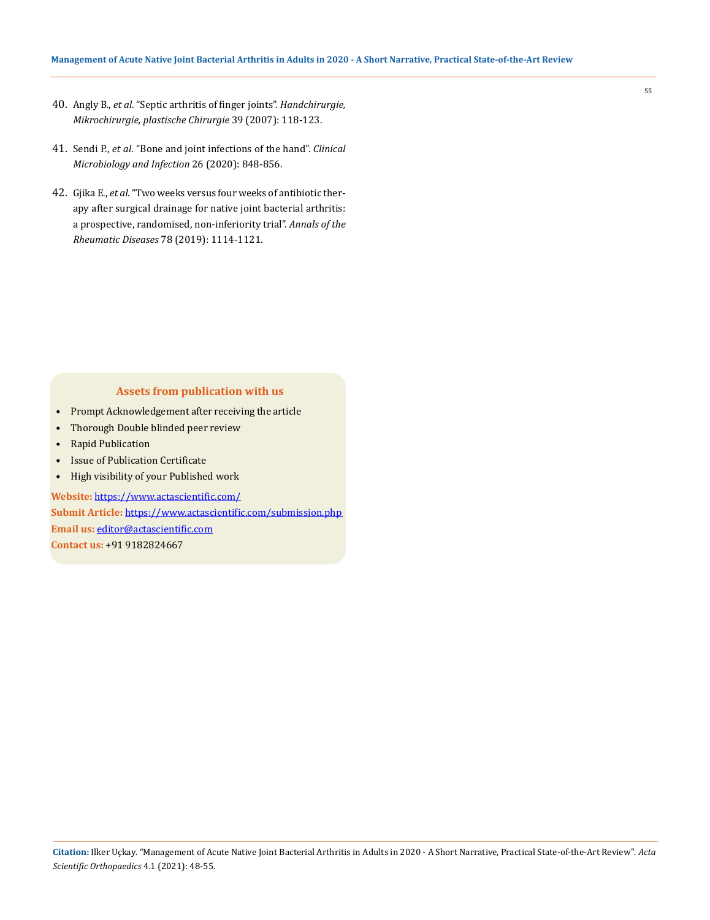40. Angly B., *et al*. "Septic arthritis of finger joints". *Handchirurgie, Mikrochirurgie, plastische Chirurgie* 39 (2007): 118-123.

41. Sendi P., *et al*. "Bone and joint infections of the hand". *Clinical Microbiology and Infection* 26 (2020): 848-856.

42. Gjika E., *et al*. "Two weeks versus four weeks of antibiotic therapy after surgical drainage for native joint bacterial arthritis: a prospective, randomised, non-inferiority trial". *Annals of the Rheumatic Diseases* 78 (2019): 1114-1121.

**Assets from publication with us**

- Prompt Acknowledgement after receiving the article
- Thorough Double blinded peer review
- Rapid Publication
- Issue of Publication Certificate
- High visibility of your Published work

**Website:** https://www.actascientific.com/
**Submit Article:** https://www.actascientific.com/submission.php
**Email us:** editor@actascientific.com
**Contact us:** +91 9182824667

**Citation:** Ilker Uçkay. "Management of Acute Native Joint Bacterial Arthritis in Adults in 2020 - A Short Narrative, Practical State-of-the-Art Review". *Acta Scientific Orthopaedics* 4.1 (2021): 48-55.